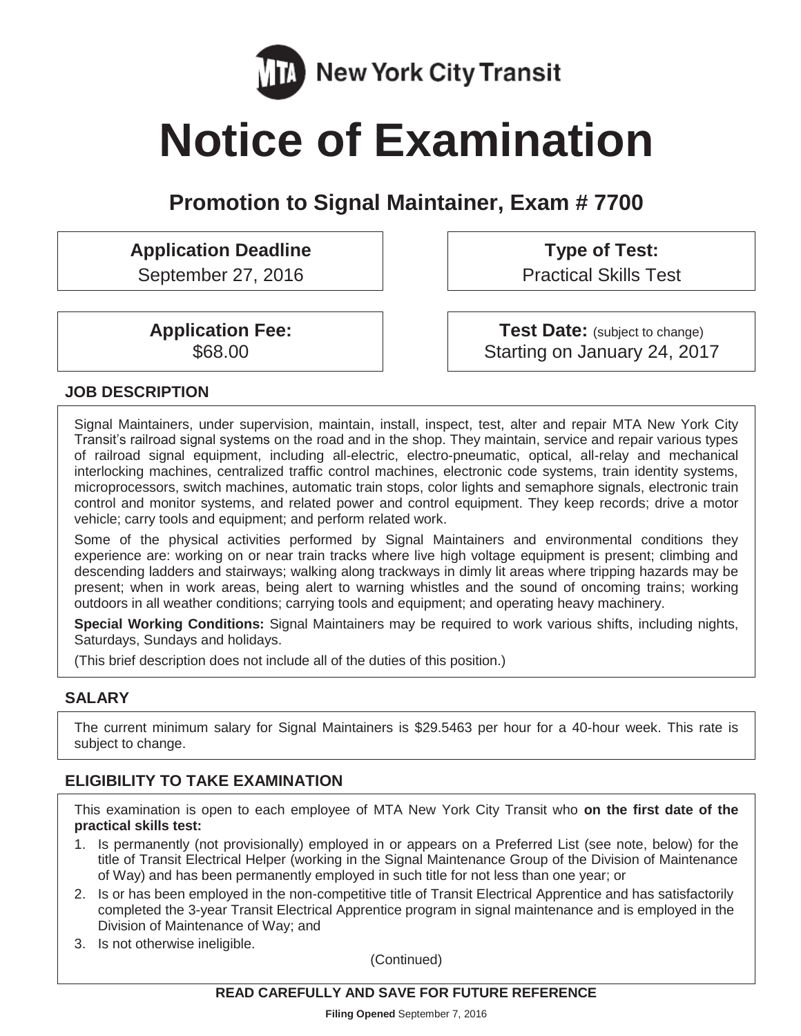MTA New York City Transit

# Notice of Examination

## Promotion to Signal Maintainer, Exam # 7700

**Application Deadline**
September 27, 2016

**Type of Test:**
Practical Skills Test

**Application Fee:**
$68.00

**Test Date:** (subject to change)
Starting on January 24, 2017

### JOB DESCRIPTION

Signal Maintainers, under supervision, maintain, install, inspect, test, alter and repair MTA New York City Transit's railroad signal systems on the road and in the shop. They maintain, service and repair various types of railroad signal equipment, including all-electric, electro-pneumatic, optical, all-relay and mechanical interlocking machines, centralized traffic control machines, electronic code systems, train identity systems, microprocessors, switch machines, automatic train stops, color lights and semaphore signals, electronic train control and monitor systems, and related power and control equipment. They keep records; drive a motor vehicle; carry tools and equipment; and perform related work.

Some of the physical activities performed by Signal Maintainers and environmental conditions they experience are: working on or near train tracks where live high voltage equipment is present; climbing and descending ladders and stairways; walking along trackways in dimly lit areas where tripping hazards may be present; when in work areas, being alert to warning whistles and the sound of oncoming trains; working outdoors in all weather conditions; carrying tools and equipment; and operating heavy machinery.

**Special Working Conditions:** Signal Maintainers may be required to work various shifts, including nights, Saturdays, Sundays and holidays.

(This brief description does not include all of the duties of this position.)

### SALARY

The current minimum salary for Signal Maintainers is $29.5463 per hour for a 40-hour week. This rate is subject to change.

### ELIGIBILITY TO TAKE EXAMINATION

This examination is open to each employee of MTA New York City Transit who **on the first date of the practical skills test:**

1. Is permanently (not provisionally) employed in or appears on a Preferred List (see note, below) for the title of Transit Electrical Helper (working in the Signal Maintenance Group of the Division of Maintenance of Way) and has been permanently employed in such title for not less than one year; or
2. Is or has been employed in the non-competitive title of Transit Electrical Apprentice and has satisfactorily completed the 3-year Transit Electrical Apprentice program in signal maintenance and is employed in the Division of Maintenance of Way; and
3. Is not otherwise ineligible.

(Continued)

**READ CAREFULLY AND SAVE FOR FUTURE REFERENCE**

**Filing Opened** September 7, 2016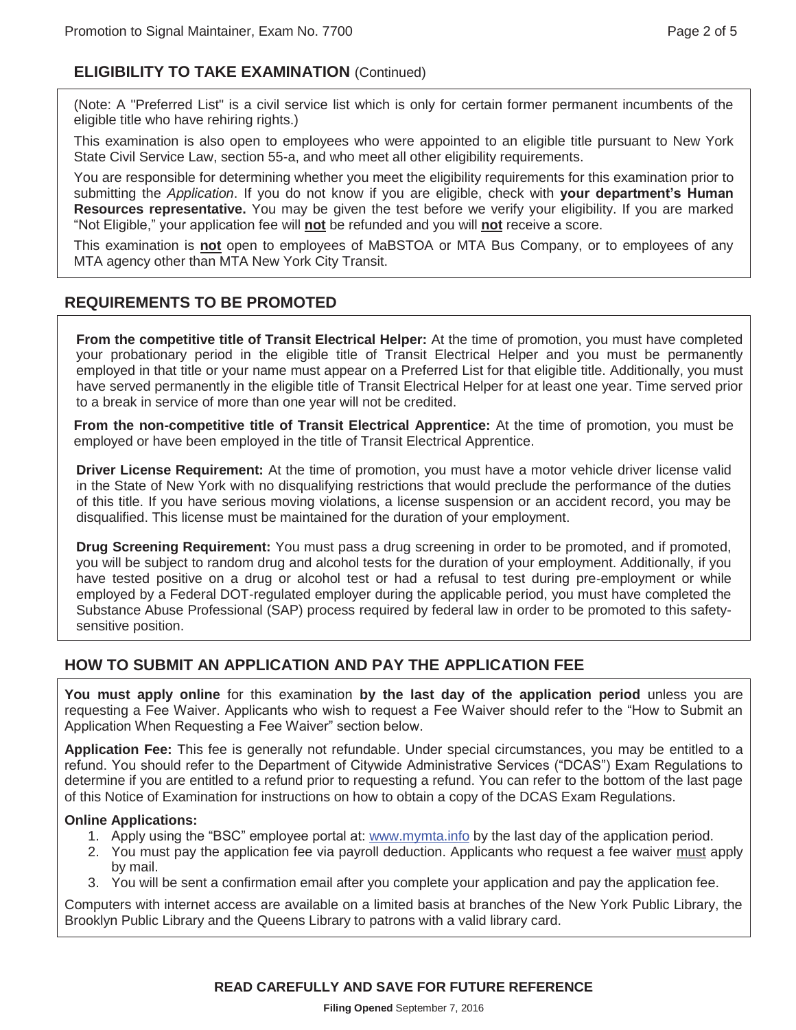## ELIGIBILITY TO TAKE EXAMINATION (Continued)

(Note: A "Preferred List" is a civil service list which is only for certain former permanent incumbents of the eligible title who have rehiring rights.)

This examination is also open to employees who were appointed to an eligible title pursuant to New York State Civil Service Law, section 55-a, and who meet all other eligibility requirements.

You are responsible for determining whether you meet the eligibility requirements for this examination prior to submitting the *Application*. If you do not know if you are eligible, check with **your department's Human Resources representative.** You may be given the test before we verify your eligibility. If you are marked "Not Eligible," your application fee will **not** be refunded and you will **not** receive a score.

This examination is **not** open to employees of MaBSTOA or MTA Bus Company, or to employees of any MTA agency other than MTA New York City Transit.

## REQUIREMENTS TO BE PROMOTED

**From the competitive title of Transit Electrical Helper:** At the time of promotion, you must have completed your probationary period in the eligible title of Transit Electrical Helper and you must be permanently employed in that title or your name must appear on a Preferred List for that eligible title. Additionally, you must have served permanently in the eligible title of Transit Electrical Helper for at least one year. Time served prior to a break in service of more than one year will not be credited.

**From the non-competitive title of Transit Electrical Apprentice:** At the time of promotion, you must be employed or have been employed in the title of Transit Electrical Apprentice.

**Driver License Requirement:** At the time of promotion, you must have a motor vehicle driver license valid in the State of New York with no disqualifying restrictions that would preclude the performance of the duties of this title. If you have serious moving violations, a license suspension or an accident record, you may be disqualified. This license must be maintained for the duration of your employment.

**Drug Screening Requirement:** You must pass a drug screening in order to be promoted, and if promoted, you will be subject to random drug and alcohol tests for the duration of your employment. Additionally, if you have tested positive on a drug or alcohol test or had a refusal to test during pre-employment or while employed by a Federal DOT-regulated employer during the applicable period, you must have completed the Substance Abuse Professional (SAP) process required by federal law in order to be promoted to this safety-sensitive position.

## HOW TO SUBMIT AN APPLICATION AND PAY THE APPLICATION FEE

**You must apply online** for this examination **by the last day of the application period** unless you are requesting a Fee Waiver. Applicants who wish to request a Fee Waiver should refer to the "How to Submit an Application When Requesting a Fee Waiver" section below.

**Application Fee:** This fee is generally not refundable. Under special circumstances, you may be entitled to a refund. You should refer to the Department of Citywide Administrative Services ("DCAS") Exam Regulations to determine if you are entitled to a refund prior to requesting a refund. You can refer to the bottom of the last page of this Notice of Examination for instructions on how to obtain a copy of the DCAS Exam Regulations.

**Online Applications:**

1. Apply using the "BSC" employee portal at: www.mymta.info by the last day of the application period.
2. You must pay the application fee via payroll deduction. Applicants who request a fee waiver must apply by mail.
3. You will be sent a confirmation email after you complete your application and pay the application fee.

Computers with internet access are available on a limited basis at branches of the New York Public Library, the Brooklyn Public Library and the Queens Library to patrons with a valid library card.

**READ CAREFULLY AND SAVE FOR FUTURE REFERENCE**

**Filing Opened** September 7, 2016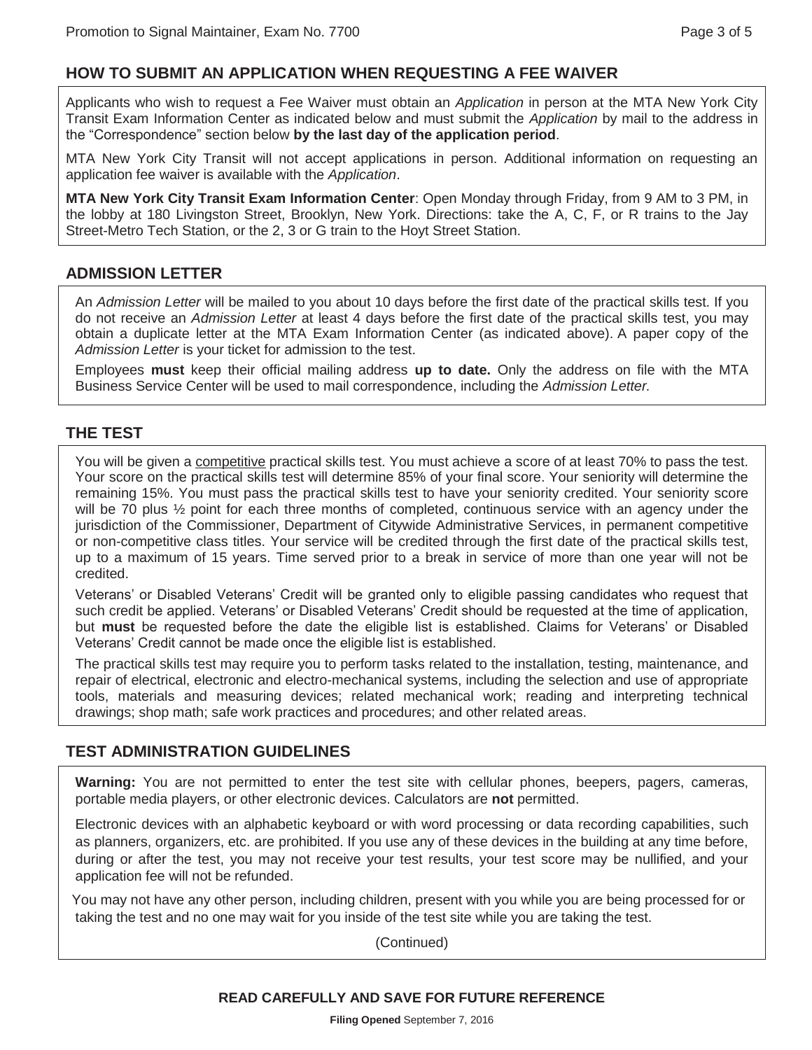## HOW TO SUBMIT AN APPLICATION WHEN REQUESTING A FEE WAIVER

Applicants who wish to request a Fee Waiver must obtain an *Application* in person at the MTA New York City Transit Exam Information Center as indicated below and must submit the *Application* by mail to the address in the "Correspondence" section below **by the last day of the application period**.

MTA New York City Transit will not accept applications in person. Additional information on requesting an application fee waiver is available with the *Application*.

**MTA New York City Transit Exam Information Center**: Open Monday through Friday, from 9 AM to 3 PM, in the lobby at 180 Livingston Street, Brooklyn, New York. Directions: take the A, C, F, or R trains to the Jay Street-Metro Tech Station, or the 2, 3 or G train to the Hoyt Street Station.

## ADMISSION LETTER

An *Admission Letter* will be mailed to you about 10 days before the first date of the practical skills test. If you do not receive an *Admission Letter* at least 4 days before the first date of the practical skills test, you may obtain a duplicate letter at the MTA Exam Information Center (as indicated above). A paper copy of the *Admission Letter* is your ticket for admission to the test.

Employees **must** keep their official mailing address **up to date.** Only the address on file with the MTA Business Service Center will be used to mail correspondence, including the *Admission Letter.*

## THE TEST

You will be given a competitive practical skills test. You must achieve a score of at least 70% to pass the test. Your score on the practical skills test will determine 85% of your final score. Your seniority will determine the remaining 15%. You must pass the practical skills test to have your seniority credited. Your seniority score will be 70 plus ½ point for each three months of completed, continuous service with an agency under the jurisdiction of the Commissioner, Department of Citywide Administrative Services, in permanent competitive or non-competitive class titles. Your service will be credited through the first date of the practical skills test, up to a maximum of 15 years. Time served prior to a break in service of more than one year will not be credited.

Veterans' or Disabled Veterans' Credit will be granted only to eligible passing candidates who request that such credit be applied. Veterans' or Disabled Veterans' Credit should be requested at the time of application, but **must** be requested before the date the eligible list is established. Claims for Veterans' or Disabled Veterans' Credit cannot be made once the eligible list is established.

The practical skills test may require you to perform tasks related to the installation, testing, maintenance, and repair of electrical, electronic and electro-mechanical systems, including the selection and use of appropriate tools, materials and measuring devices; related mechanical work; reading and interpreting technical drawings; shop math; safe work practices and procedures; and other related areas.

## TEST ADMINISTRATION GUIDELINES

**Warning:** You are not permitted to enter the test site with cellular phones, beepers, pagers, cameras, portable media players, or other electronic devices. Calculators are **not** permitted.

Electronic devices with an alphabetic keyboard or with word processing or data recording capabilities, such as planners, organizers, etc. are prohibited. If you use any of these devices in the building at any time before, during or after the test, you may not receive your test results, your test score may be nullified, and your application fee will not be refunded.

You may not have any other person, including children, present with you while you are being processed for or taking the test and no one may wait for you inside of the test site while you are taking the test.

(Continued)

**READ CAREFULLY AND SAVE FOR FUTURE REFERENCE**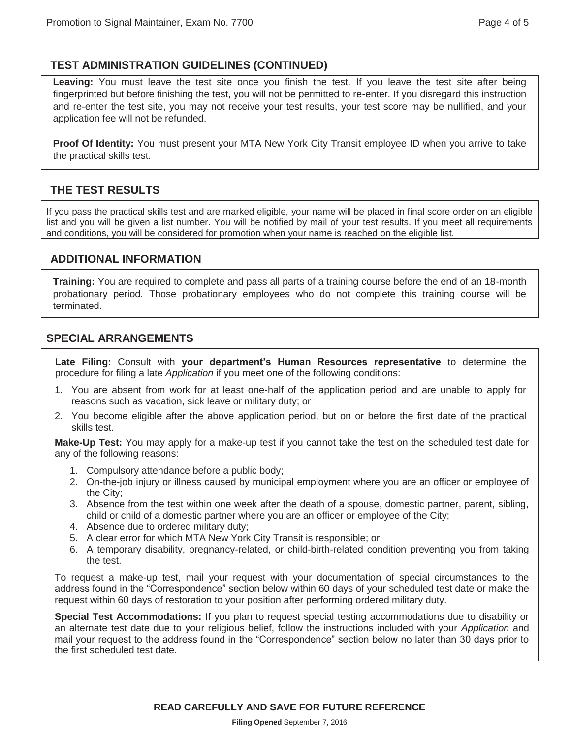## TEST ADMINISTRATION GUIDELINES (CONTINUED)

**Leaving:** You must leave the test site once you finish the test. If you leave the test site after being fingerprinted but before finishing the test, you will not be permitted to re-enter. If you disregard this instruction and re-enter the test site, you may not receive your test results, your test score may be nullified, and your application fee will not be refunded.

**Proof Of Identity:** You must present your MTA New York City Transit employee ID when you arrive to take the practical skills test.

## THE TEST RESULTS

If you pass the practical skills test and are marked eligible, your name will be placed in final score order on an eligible list and you will be given a list number. You will be notified by mail of your test results. If you meet all requirements and conditions, you will be considered for promotion when your name is reached on the eligible list.

## ADDITIONAL INFORMATION

**Training:** You are required to complete and pass all parts of a training course before the end of an 18-month probationary period. Those probationary employees who do not complete this training course will be terminated.

## SPECIAL ARRANGEMENTS

**Late Filing:** Consult with **your department's Human Resources representative** to determine the procedure for filing a late *Application* if you meet one of the following conditions:

1. You are absent from work for at least one-half of the application period and are unable to apply for reasons such as vacation, sick leave or military duty; or
2. You become eligible after the above application period, but on or before the first date of the practical skills test.

**Make-Up Test:** You may apply for a make-up test if you cannot take the test on the scheduled test date for any of the following reasons:

1. Compulsory attendance before a public body;
2. On-the-job injury or illness caused by municipal employment where you are an officer or employee of the City;
3. Absence from the test within one week after the death of a spouse, domestic partner, parent, sibling, child or child of a domestic partner where you are an officer or employee of the City;
4. Absence due to ordered military duty;
5. A clear error for which MTA New York City Transit is responsible; or
6. A temporary disability, pregnancy-related, or child-birth-related condition preventing you from taking the test.

To request a make-up test, mail your request with your documentation of special circumstances to the address found in the "Correspondence" section below within 60 days of your scheduled test date or make the request within 60 days of restoration to your position after performing ordered military duty.

**Special Test Accommodations:** If you plan to request special testing accommodations due to disability or an alternate test date due to your religious belief, follow the instructions included with your *Application* and mail your request to the address found in the "Correspondence" section below no later than 30 days prior to the first scheduled test date.

**READ CAREFULLY AND SAVE FOR FUTURE REFERENCE**

**Filing Opened** September 7, 2016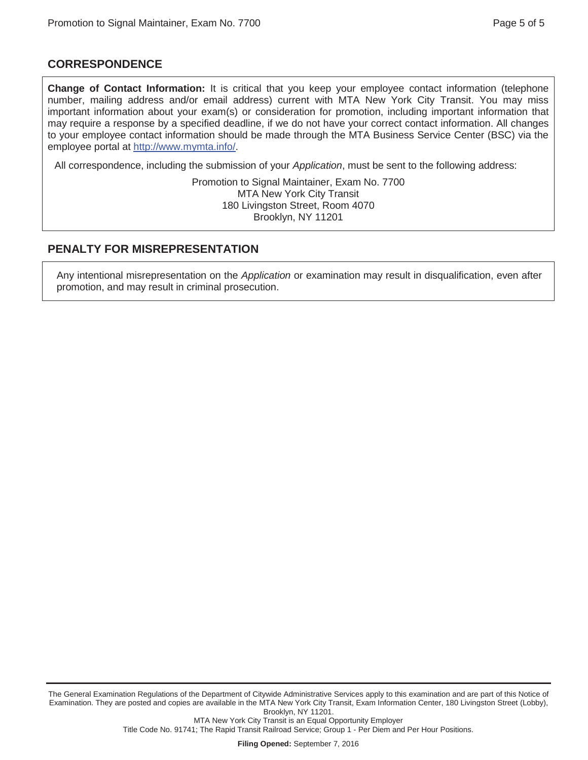## CORRESPONDENCE

**Change of Contact Information:** It is critical that you keep your employee contact information (telephone number, mailing address and/or email address) current with MTA New York City Transit. You may miss important information about your exam(s) or consideration for promotion, including important information that may require a response by a specified deadline, if we do not have your correct contact information. All changes to your employee contact information should be made through the MTA Business Service Center (BSC) via the employee portal at http://www.mymta.info/.

All correspondence, including the submission of your *Application*, must be sent to the following address:

Promotion to Signal Maintainer, Exam No. 7700
MTA New York City Transit
180 Livingston Street, Room 4070
Brooklyn, NY 11201

## PENALTY FOR MISREPRESENTATION

Any intentional misrepresentation on the *Application* or examination may result in disqualification, even after promotion, and may result in criminal prosecution.

---

The General Examination Regulations of the Department of Citywide Administrative Services apply to this examination and are part of this Notice of Examination. They are posted and copies are available in the MTA New York City Transit, Exam Information Center, 180 Livingston Street (Lobby), Brooklyn, NY 11201.

MTA New York City Transit is an Equal Opportunity Employer

Title Code No. 91741; The Rapid Transit Railroad Service; Group 1 - Per Diem and Per Hour Positions.

**Filing Opened:** September 7, 2016